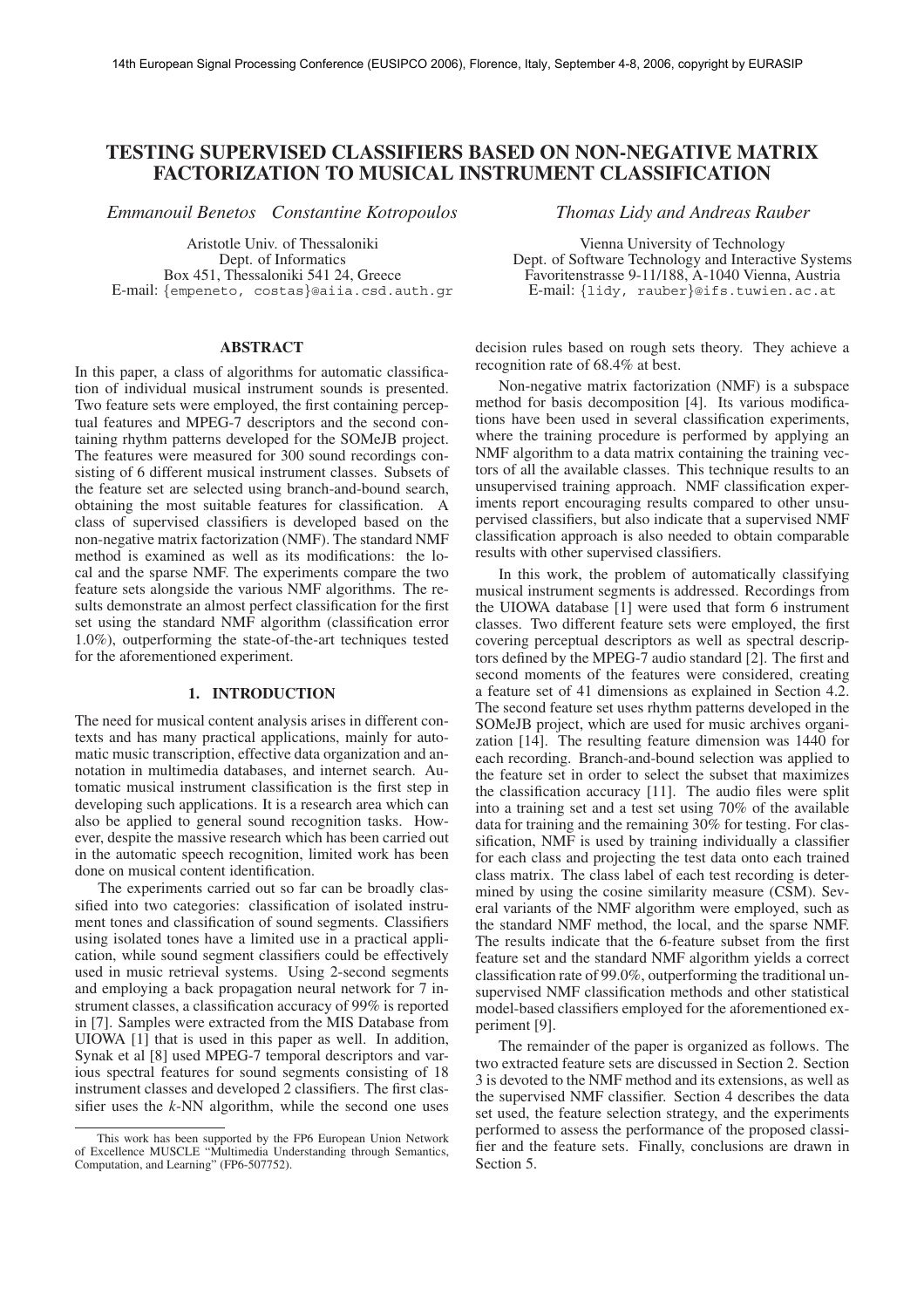# TESTING SUPERVISED CLASSIFIERS BASED ON NON-NEGATIVE MATRIX FACTORIZATION TO MUSICAL INSTRUMENT CLASSIFICATION

*Emmanouil Benetos  Constantine Kotropoulos*

Aristotle Univ. of Thessaloniki
Dept. of Informatics
Box 451, Thessaloniki 541 24, Greece
E-mail: {empeneto, costas}@aiia.csd.auth.gr

*Thomas Lidy and Andreas Rauber*

Vienna University of Technology
Dept. of Software Technology and Interactive Systems
Favoritenstrasse 9-11/188, A-1040 Vienna, Austria
E-mail: {lidy, rauber}@ifs.tuwien.ac.at

## ABSTRACT

In this paper, a class of algorithms for automatic classification of individual musical instrument sounds is presented. Two feature sets were employed, the first containing perceptual features and MPEG-7 descriptors and the second containing rhythm patterns developed for the SOMeJB project. The features were measured for 300 sound recordings consisting of 6 different musical instrument classes. Subsets of the feature set are selected using branch-and-bound search, obtaining the most suitable features for classification. A class of supervised classifiers is developed based on the non-negative matrix factorization (NMF). The standard NMF method is examined as well as its modifications: the local and the sparse NMF. The experiments compare the two feature sets alongside the various NMF algorithms. The results demonstrate an almost perfect classification for the first set using the standard NMF algorithm (classification error 1.0%), outperforming the state-of-the-art techniques tested for the aforementioned experiment.

## 1. INTRODUCTION

The need for musical content analysis arises in different contexts and has many practical applications, mainly for automatic music transcription, effective data organization and annotation in multimedia databases, and internet search. Automatic musical instrument classification is the first step in developing such applications. It is a research area which can also be applied to general sound recognition tasks. However, despite the massive research which has been carried out in the automatic speech recognition, limited work has been done on musical content identification.

The experiments carried out so far can be broadly classified into two categories: classification of isolated instrument tones and classification of sound segments. Classifiers using isolated tones have a limited use in a practical application, while sound segment classifiers could be effectively used in music retrieval systems. Using 2-second segments and employing a back propagation neural network for 7 instrument classes, a classification accuracy of 99% is reported in [7]. Samples were extracted from the MIS Database from UIOWA [1] that is used in this paper as well. In addition, Synak et al [8] used MPEG-7 temporal descriptors and various spectral features for sound segments consisting of 18 instrument classes and developed 2 classifiers. The first classifier uses the $k$-NN algorithm, while the second one uses decision rules based on rough sets theory. They achieve a recognition rate of 68.4% at best.

Non-negative matrix factorization (NMF) is a subspace method for basis decomposition [4]. Its various modifications have been used in several classification experiments, where the training procedure is performed by applying an NMF algorithm to a data matrix containing the training vectors of all the available classes. This technique results to an unsupervised training approach. NMF classification experiments report encouraging results compared to other unsupervised classifiers, but also indicate that a supervised NMF classification approach is also needed to obtain comparable results with other supervised classifiers.

In this work, the problem of automatically classifying musical instrument segments is addressed. Recordings from the UIOWA database [1] were used that form 6 instrument classes. Two different feature sets were employed, the first covering perceptual descriptors as well as spectral descriptors defined by the MPEG-7 audio standard [2]. The first and second moments of the features were considered, creating a feature set of 41 dimensions as explained in Section 4.2. The second feature set uses rhythm patterns developed in the SOMeJB project, which are used for music archives organization [14]. The resulting feature dimension was 1440 for each recording. Branch-and-bound selection was applied to the feature set in order to select the subset that maximizes the classification accuracy [11]. The audio files were split into a training set and a test set using 70% of the available data for training and the remaining 30% for testing. For classification, NMF is used by training individually a classifier for each class and projecting the test data onto each trained class matrix. The class label of each test recording is determined by using the cosine similarity measure (CSM). Several variants of the NMF algorithm were employed, such as the standard NMF method, the local, and the sparse NMF. The results indicate that the 6-feature subset from the first feature set and the standard NMF algorithm yields a correct classification rate of 99.0%, outperforming the traditional unsupervised NMF classification methods and other statistical model-based classifiers employed for the aforementioned experiment [9].

The remainder of the paper is organized as follows. The two extracted feature sets are discussed in Section 2. Section 3 is devoted to the NMF method and its extensions, as well as the supervised NMF classifier. Section 4 describes the data set used, the feature selection strategy, and the experiments performed to assess the performance of the proposed classifier and the feature sets. Finally, conclusions are drawn in Section 5.

This work has been supported by the FP6 European Union Network of Excellence MUSCLE "Multimedia Understanding through Semantics, Computation, and Learning" (FP6-507752).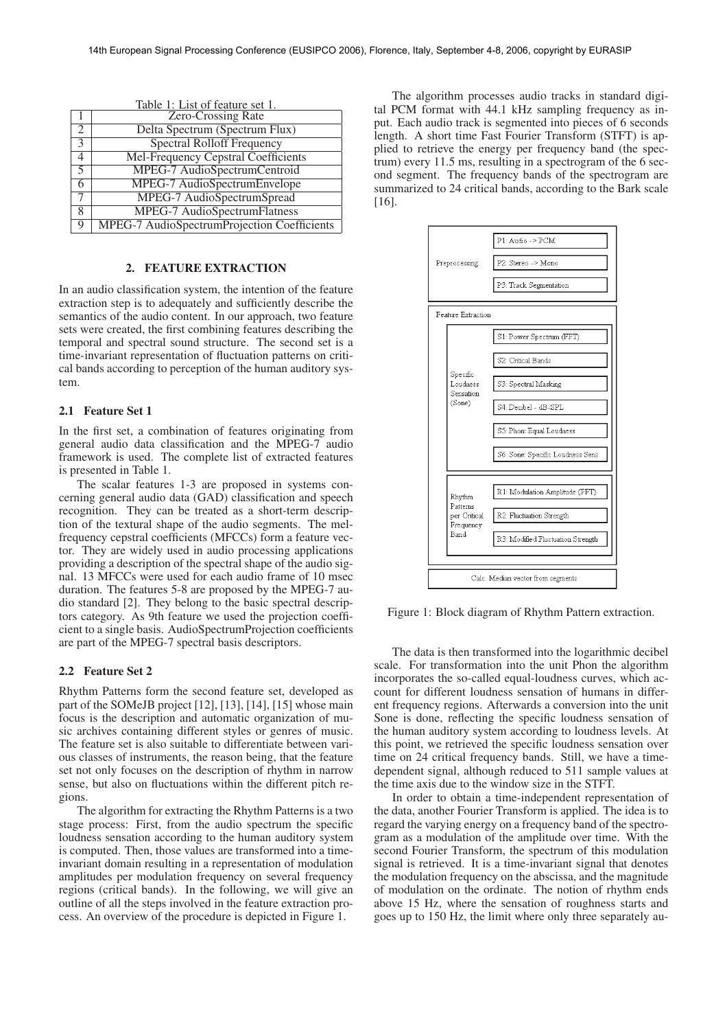Table 1: List of feature set 1.

| | |
|---|---|
| 1 | Zero-Crossing Rate |
| 2 | Delta Spectrum (Spectrum Flux) |
| 3 | Spectral Rolloff Frequency |
| 4 | Mel-Frequency Cepstral Coefficients |
| 5 | MPEG-7 AudioSpectrumCentroid |
| 6 | MPEG-7 AudioSpectrumEnvelope |
| 7 | MPEG-7 AudioSpectrumSpread |
| 8 | MPEG-7 AudioSpectrumFlatness |
| 9 | MPEG-7 AudioSpectrumProjection Coefficients |

## 2. FEATURE EXTRACTION

In an audio classification system, the intention of the feature extraction step is to adequately and sufficiently describe the semantics of the audio content. In our approach, two feature sets were created, the first combining features describing the temporal and spectral sound structure. The second set is a time-invariant representation of fluctuation patterns on critical bands according to perception of the human auditory system.

### 2.1 Feature Set 1

In the first set, a combination of features originating from general audio data classification and the MPEG-7 audio framework is used. The complete list of extracted features is presented in Table 1.

The scalar features 1-3 are proposed in systems concerning general audio data (GAD) classification and speech recognition. They can be treated as a short-term description of the textural shape of the audio segments. The mel-frequency cepstral coefficients (MFCCs) form a feature vector. They are widely used in audio processing applications providing a description of the spectral shape of the audio signal. 13 MFCCs were used for each audio frame of 10 msec duration. The features 5-8 are proposed by the MPEG-7 audio standard [2]. They belong to the basic spectral descriptors category. As 9th feature we used the projection coefficient to a single basis. AudioSpectrumProjection coefficients are part of the MPEG-7 spectral basis descriptors.

### 2.2 Feature Set 2

Rhythm Patterns form the second feature set, developed as part of the SOMeJB project [12], [13], [14], [15] whose main focus is the description and automatic organization of music archives containing different styles or genres of music. The feature set is also suitable to differentiate between various classes of instruments, the reason being, that the feature set not only focuses on the description of rhythm in narrow sense, but also on fluctuations within the different pitch regions.

The algorithm for extracting the Rhythm Patterns is a two stage process: First, from the audio spectrum the specific loudness sensation according to the human auditory system is computed. Then, those values are transformed into a time-invariant domain resulting in a representation of modulation amplitudes per modulation frequency on several frequency regions (critical bands). In the following, we will give an outline of all the steps involved in the feature extraction process. An overview of the procedure is depicted in Figure 1.

The algorithm processes audio tracks in standard digital PCM format with 44.1 kHz sampling frequency as input. Each audio track is segmented into pieces of 6 seconds length. A short time Fast Fourier Transform (STFT) is applied to retrieve the energy per frequency band (the spectrum) every 11.5 ms, resulting in a spectrogram of the 6 second segment. The frequency bands of the spectrogram are summarized to 24 critical bands, according to the Bark scale [16].

Preprocessing: P1: Audio -> PCM; P2: Stereo -> Mono; P3: Track Segmentation

Feature Extraction:
- Specific Loudness Sensation (Sone): S1: Power Spectrum (FFT); S2: Critical Bands; S3: Spectral Masking; S4: Decibel - dB-SPL; S5: Phon: Equal Loudness; S6: Sone: Specific Loudness Sens
- Rhythm Patterns per Critical Frequency Band: R1: Modulation Amplitude (FFT); R2: Fluctuation Strength; R3: Modified Fluctuation Strength

Calc: Median vector from segments

Figure 1: Block diagram of Rhythm Pattern extraction.

The data is then transformed into the logarithmic decibel scale. For transformation into the unit Phon the algorithm incorporates the so-called equal-loudness curves, which account for different loudness sensation of humans in different frequency regions. Afterwards a conversion into the unit Sone is done, reflecting the specific loudness sensation of the human auditory system according to loudness levels. At this point, we retrieved the specific loudness sensation over time on 24 critical frequency bands. Still, we have a time-dependent signal, although reduced to 511 sample values at the time axis due to the window size in the STFT.

In order to obtain a time-independent representation of the data, another Fourier Transform is applied. The idea is to regard the varying energy on a frequency band of the spectrogram as a modulation of the amplitude over time. With the second Fourier Transform, the spectrum of this modulation signal is retrieved. It is a time-invariant signal that denotes the modulation frequency on the abscissa, and the magnitude of modulation on the ordinate. The notion of rhythm ends above 15 Hz, where the sensation of roughness starts and goes up to 150 Hz, the limit where only three separately au-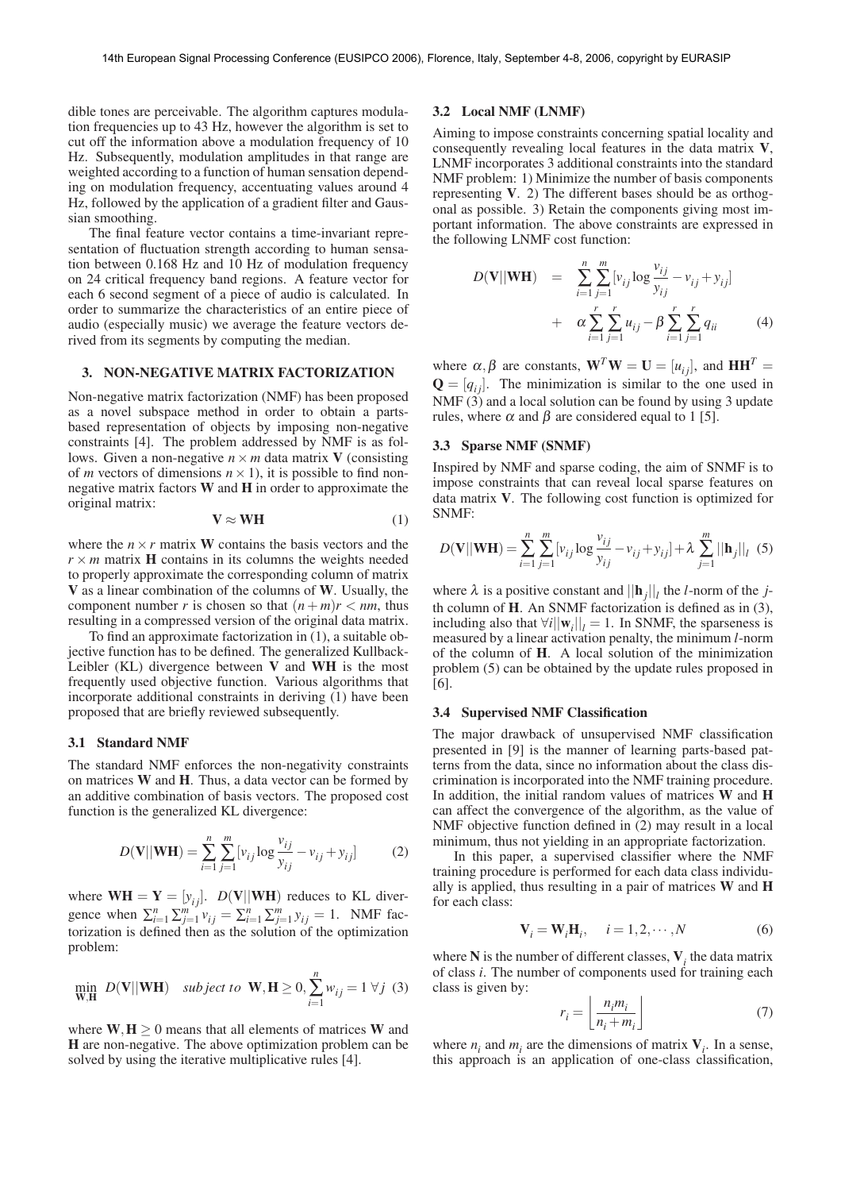dible tones are perceivable. The algorithm captures modulation frequencies up to 43 Hz, however the algorithm is set to cut off the information above a modulation frequency of 10 Hz. Subsequently, modulation amplitudes in that range are weighted according to a function of human sensation depending on modulation frequency, accentuating values around 4 Hz, followed by the application of a gradient filter and Gaussian smoothing.

The final feature vector contains a time-invariant representation of fluctuation strength according to human sensation between 0.168 Hz and 10 Hz of modulation frequency on 24 critical frequency band regions. A feature vector for each 6 second segment of a piece of audio is calculated. In order to summarize the characteristics of an entire piece of audio (especially music) we average the feature vectors derived from its segments by computing the median.

## 3. NON-NEGATIVE MATRIX FACTORIZATION

Non-negative matrix factorization (NMF) has been proposed as a novel subspace method in order to obtain a parts-based representation of objects by imposing non-negative constraints [4]. The problem addressed by NMF is as follows. Given a non-negative $n \times m$ data matrix $\mathbf{V}$ (consisting of $m$ vectors of dimensions $n \times 1$), it is possible to find non-negative matrix factors $\mathbf{W}$ and $\mathbf{H}$ in order to approximate the original matrix:

$$\mathbf{V} \approx \mathbf{WH} \tag{1}$$

where the $n \times r$ matrix $\mathbf{W}$ contains the basis vectors and the $r \times m$ matrix $\mathbf{H}$ contains in its columns the weights needed to properly approximate the corresponding column of matrix $\mathbf{V}$ as a linear combination of the columns of $\mathbf{W}$. Usually, the component number $r$ is chosen so that $(n+m)r < nm$, thus resulting in a compressed version of the original data matrix.

To find an approximate factorization in (1), a suitable objective function has to be defined. The generalized Kullback-Leibler (KL) divergence between $\mathbf{V}$ and $\mathbf{WH}$ is the most frequently used objective function. Various algorithms that incorporate additional constraints in deriving (1) have been proposed that are briefly reviewed subsequently.

### 3.1 Standard NMF

The standard NMF enforces the non-negativity constraints on matrices $\mathbf{W}$ and $\mathbf{H}$. Thus, a data vector can be formed by an additive combination of basis vectors. The proposed cost function is the generalized KL divergence:

$$D(\mathbf{V}||\mathbf{WH}) = \sum_{i=1}^{n}\sum_{j=1}^{m}[v_{ij}\log\frac{v_{ij}}{y_{ij}} - v_{ij} + y_{ij}] \tag{2}$$

where $\mathbf{WH} = \mathbf{Y} = [y_{ij}]$. $D(\mathbf{V}||\mathbf{WH})$ reduces to KL divergence when $\sum_{i=1}^{n}\sum_{j=1}^{m} v_{ij} = \sum_{i=1}^{n}\sum_{j=1}^{m} y_{ij} = 1$. NMF factorization is defined then as the solution of the optimization problem:

$$\min_{\mathbf{W},\mathbf{H}} \; D(\mathbf{V}||\mathbf{WH}) \quad \textit{subject to} \;\; \mathbf{W},\mathbf{H} \geq 0, \sum_{i=1}^{n} w_{ij} = 1 \;\forall j \tag{3}$$

where $\mathbf{W},\mathbf{H} \geq 0$ means that all elements of matrices $\mathbf{W}$ and $\mathbf{H}$ are non-negative. The above optimization problem can be solved by using the iterative multiplicative rules [4].

### 3.2 Local NMF (LNMF)

Aiming to impose constraints concerning spatial locality and consequently revealing local features in the data matrix $\mathbf{V}$, LNMF incorporates 3 additional constraints into the standard NMF problem: 1) Minimize the number of basis components representing $\mathbf{V}$. 2) The different bases should be as orthogonal as possible. 3) Retain the components giving most important information. The above constraints are expressed in the following LNMF cost function:

$$\begin{aligned} D(\mathbf{V}||\mathbf{WH}) &= \sum_{i=1}^{n}\sum_{j=1}^{m}[v_{ij}\log\frac{v_{ij}}{y_{ij}} - v_{ij} + y_{ij}] \\ &+ \alpha\sum_{i=1}^{r}\sum_{j=1}^{r} u_{ij} - \beta\sum_{i=1}^{r}\sum_{j=1}^{r} q_{ii} \end{aligned} \tag{4}$$

where $\alpha, \beta$ are constants, $\mathbf{W}^T\mathbf{W} = \mathbf{U} = [u_{ij}]$, and $\mathbf{HH}^T = \mathbf{Q} = [q_{ij}]$. The minimization is similar to the one used in NMF (3) and a local solution can be found by using 3 update rules, where $\alpha$ and $\beta$ are considered equal to 1 [5].

### 3.3 Sparse NMF (SNMF)

Inspired by NMF and sparse coding, the aim of SNMF is to impose constraints that can reveal local sparse features on data matrix $\mathbf{V}$. The following cost function is optimized for SNMF:

$$D(\mathbf{V}||\mathbf{WH}) = \sum_{i=1}^{n}\sum_{j=1}^{m}[v_{ij}\log\frac{v_{ij}}{y_{ij}} - v_{ij} + y_{ij}] + \lambda\sum_{j=1}^{m}||\mathbf{h}_j||_l \tag{5}$$

where $\lambda$ is a positive constant and $||\mathbf{h}_j||_l$ the $l$-norm of the $j$-th column of $\mathbf{H}$. An SNMF factorization is defined as in (3), including also that $\forall i ||\mathbf{w}_i||_l = 1$. In SNMF, the sparseness is measured by a linear activation penalty, the minimum $l$-norm of the column of $\mathbf{H}$. A local solution of the minimization problem (5) can be obtained by the update rules proposed in [6].

### 3.4 Supervised NMF Classification

The major drawback of unsupervised NMF classification presented in [9] is the manner of learning parts-based patterns from the data, since no information about the class discrimination is incorporated into the NMF training procedure. In addition, the initial random values of matrices $\mathbf{W}$ and $\mathbf{H}$ can affect the convergence of the algorithm, as the value of NMF objective function defined in (2) may result in a local minimum, thus not yielding in an appropriate factorization.

In this paper, a supervised classifier where the NMF training procedure is performed for each data class individually is applied, thus resulting in a pair of matrices $\mathbf{W}$ and $\mathbf{H}$ for each class:

$$\mathbf{V}_i = \mathbf{W}_i\mathbf{H}_i, \quad i = 1, 2, \cdots, N \tag{6}$$

where $\mathbf{N}$ is the number of different classes, $\mathbf{V}_i$ the data matrix of class $i$. The number of components used for training each class is given by:

$$r_i = \left\lfloor \frac{n_i m_i}{n_i + m_i} \right\rfloor \tag{7}$$

where $n_i$ and $m_i$ are the dimensions of matrix $\mathbf{V}_i$. In a sense, this approach is an application of one-class classification,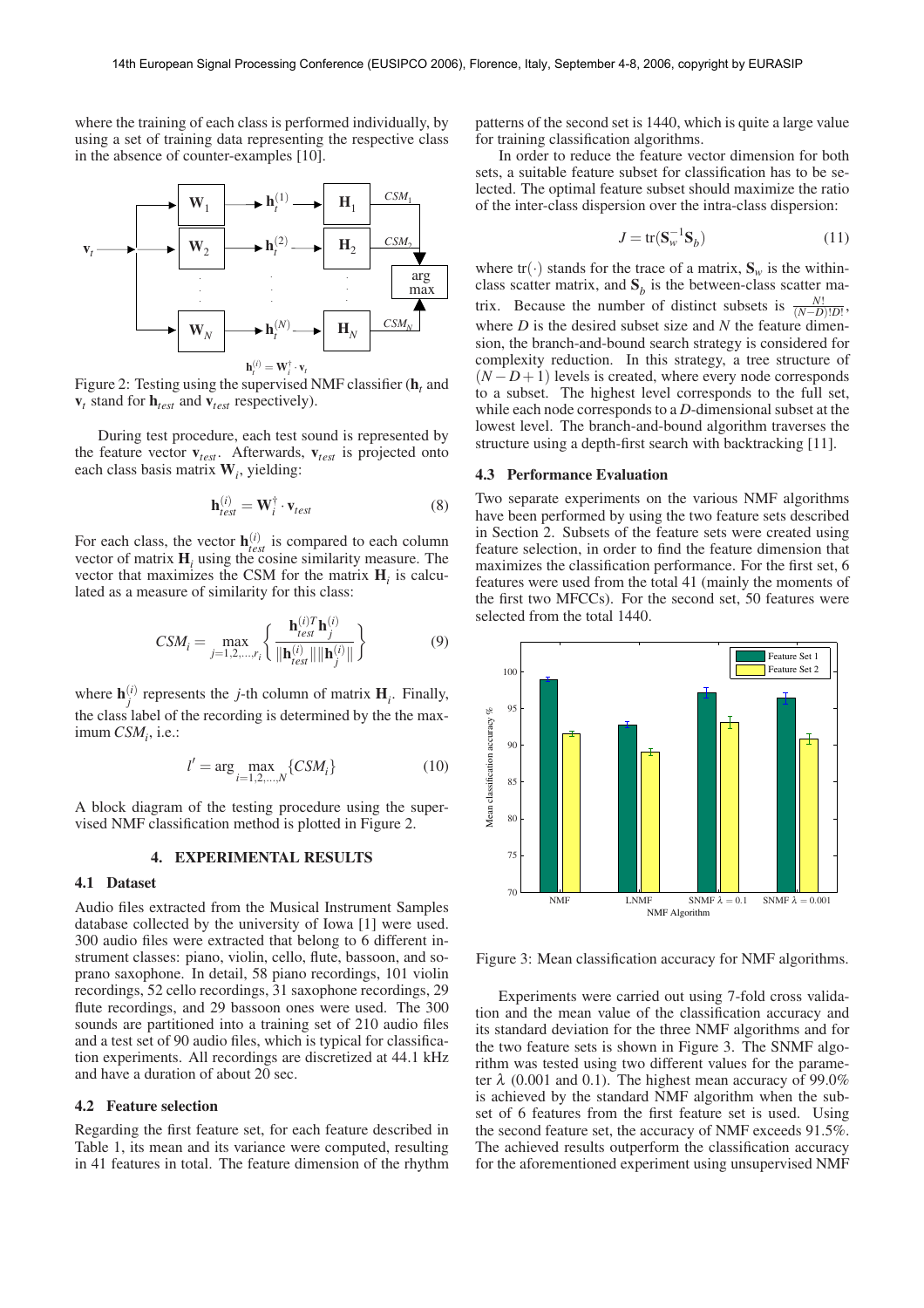where the training of each class is performed individually, by using a set of training data representing the respective class in the absence of counter-examples [10].

Figure 2: Testing using the supervised NMF classifier ($\mathbf{h}_t$ and $\mathbf{v}_t$ stand for $\mathbf{h}_{test}$ and $\mathbf{v}_{test}$ respectively).

During test procedure, each test sound is represented by the feature vector $\mathbf{v}_{test}$. Afterwards, $\mathbf{v}_{test}$ is projected onto each class basis matrix $\mathbf{W}_i$, yielding:

$$\mathbf{h}_{test}^{(i)} = \mathbf{W}_i^{\dagger} \cdot \mathbf{v}_{test} \tag{8}$$

For each class, the vector $\mathbf{h}_{test}^{(i)}$ is compared to each column vector of matrix $\mathbf{H}_i$ using the cosine similarity measure. The vector that maximizes the CSM for the matrix $\mathbf{H}_i$ is calculated as a measure of similarity for this class:

$$CSM_i = \max_{j=1,2,\ldots,r_i} \left\{ \frac{\mathbf{h}_{test}^{(i)T} \mathbf{h}_j^{(i)}}{\|\mathbf{h}_{test}^{(i)}\| \|\mathbf{h}_j^{(i)}\|} \right\} \tag{9}$$

where $\mathbf{h}_j^{(i)}$ represents the $j$-th column of matrix $\mathbf{H}_i$. Finally, the class label of the recording is determined by the the maximum $CSM_i$, i.e.:

$$l' = \arg \max_{i=1,2,\ldots,N} \{CSM_i\} \tag{10}$$

A block diagram of the testing procedure using the supervised NMF classification method is plotted in Figure 2.

## 4. EXPERIMENTAL RESULTS

### 4.1 Dataset

Audio files extracted from the Musical Instrument Samples database collected by the university of Iowa [1] were used. 300 audio files were extracted that belong to 6 different instrument classes: piano, violin, cello, flute, bassoon, and soprano saxophone. In detail, 58 piano recordings, 101 violin recordings, 52 cello recordings, 31 saxophone recordings, 29 flute recordings, and 29 bassoon ones were used. The 300 sounds are partitioned into a training set of 210 audio files and a test set of 90 audio files, which is typical for classification experiments. All recordings are discretized at 44.1 kHz and have a duration of about 20 sec.

### 4.2 Feature selection

Regarding the first feature set, for each feature described in Table 1, its mean and its variance were computed, resulting in 41 features in total. The feature dimension of the rhythm patterns of the second set is 1440, which is quite a large value for training classification algorithms.

In order to reduce the feature vector dimension for both sets, a suitable feature subset for classification has to be selected. The optimal feature subset should maximize the ratio of the inter-class dispersion over the intra-class dispersion:

$$J = \text{tr}(\mathbf{S}_w^{-1} \mathbf{S}_b) \tag{11}$$

where $\text{tr}(\cdot)$ stands for the trace of a matrix, $\mathbf{S}_w$ is the within-class scatter matrix, and $\mathbf{S}_b$ is the between-class scatter matrix. Because the number of distinct subsets is $\frac{N!}{(N-D)!D!}$, where $D$ is the desired subset size and $N$ the feature dimension, the branch-and-bound search strategy is considered for complexity reduction. In this strategy, a tree structure of $(N - D + 1)$ levels is created, where every node corresponds to a subset. The highest level corresponds to the full set, while each node corresponds to a $D$-dimensional subset at the lowest level. The branch-and-bound algorithm traverses the structure using a depth-first search with backtracking [11].

### 4.3 Performance Evaluation

Two separate experiments on the various NMF algorithms have been performed by using the two feature sets described in Section 2. Subsets of the feature sets were created using feature selection, in order to find the feature dimension that maximizes the classification performance. For the first set, 6 features were used from the total 41 (mainly the moments of the first two MFCCs). For the second set, 50 features were selected from the total 1440.

Figure 3: Mean classification accuracy for NMF algorithms.

Experiments were carried out using 7-fold cross validation and the mean value of the classification accuracy and its standard deviation for the three NMF algorithms and for the two feature sets is shown in Figure 3. The SNMF algorithm was tested using two different values for the parameter $\lambda$ (0.001 and 0.1). The highest mean accuracy of 99.0% is achieved by the standard NMF algorithm when the subset of 6 features from the first feature set is used. Using the second feature set, the accuracy of NMF exceeds 91.5%. The achieved results outperform the classification accuracy for the aforementioned experiment using unsupervised NMF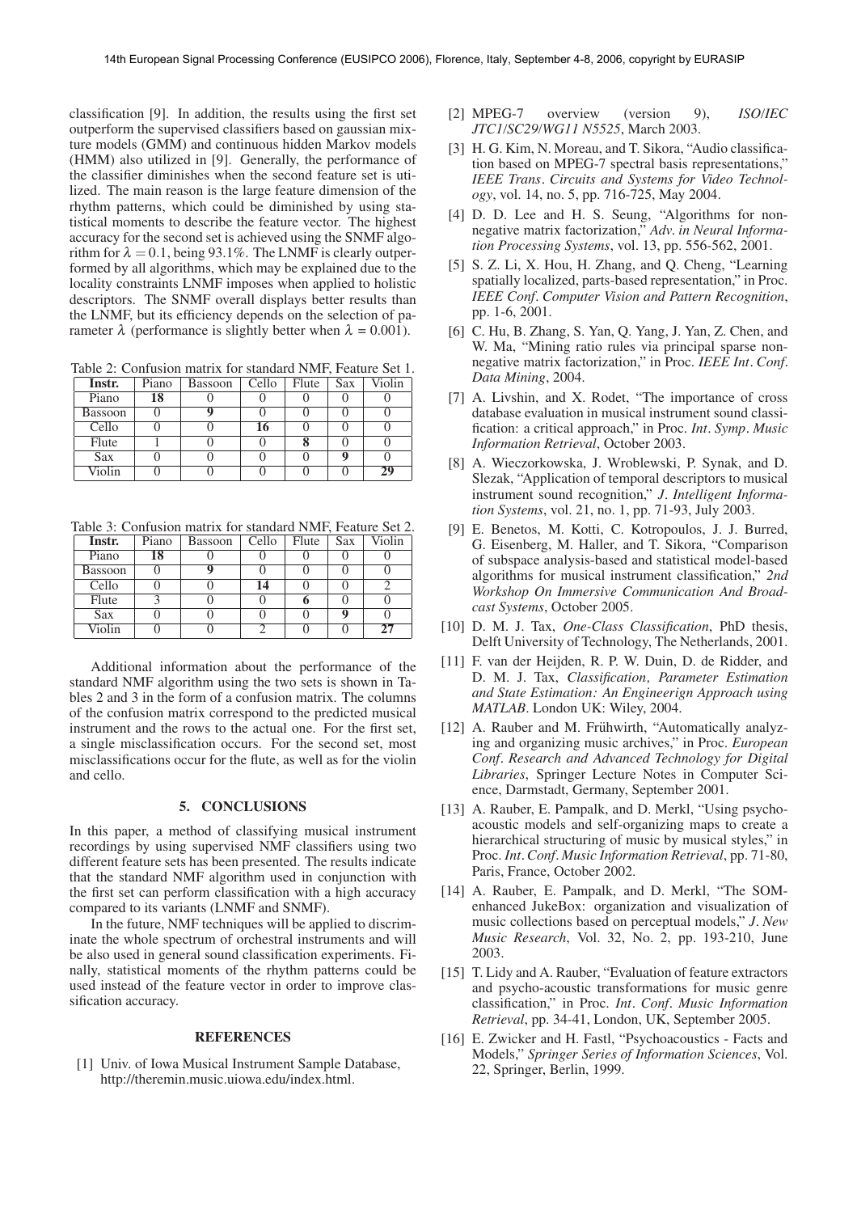classification [9]. In addition, the results using the first set outperform the supervised classifiers based on gaussian mixture models (GMM) and continuous hidden Markov models (HMM) also utilized in [9]. Generally, the performance of the classifier diminishes when the second feature set is utilized. The main reason is the large feature dimension of the rhythm patterns, which could be diminished by using statistical moments to describe the feature vector. The highest accuracy for the second set is achieved using the SNMF algorithm for $\lambda = 0.1$, being 93.1%. The LNMF is clearly outperformed by all algorithms, which may be explained due to the locality constraints LNMF imposes when applied to holistic descriptors. The SNMF overall displays better results than the LNMF, but its efficiency depends on the selection of parameter $\lambda$ (performance is slightly better when $\lambda = 0.001$).

Table 2: Confusion matrix for standard NMF, Feature Set 1.

| **Instr.** | Piano | Bassoon | Cello | Flute | Sax | Violin |
|---|---|---|---|---|---|---|
| Piano | **18** | 0 | 0 | 0 | 0 | 0 |
| Bassoon | 0 | **9** | 0 | 0 | 0 | 0 |
| Cello | 0 | 0 | **16** | 0 | 0 | 0 |
| Flute | 1 | 0 | 0 | **8** | 0 | 0 |
| Sax | 0 | 0 | 0 | 0 | **9** | 0 |
| Violin | 0 | 0 | 0 | 0 | 0 | **29** |

Table 3: Confusion matrix for standard NMF, Feature Set 2.

| **Instr.** | Piano | Bassoon | Cello | Flute | Sax | Violin |
|---|---|---|---|---|---|---|
| Piano | **18** | 0 | 0 | 0 | 0 | 0 |
| Bassoon | 0 | **9** | 0 | 0 | 0 | 0 |
| Cello | 0 | 0 | **14** | 0 | 0 | 2 |
| Flute | 3 | 0 | 0 | **6** | 0 | 0 |
| Sax | 0 | 0 | 0 | 0 | **9** | 0 |
| Violin | 0 | 0 | 2 | 0 | 0 | **27** |

Additional information about the performance of the standard NMF algorithm using the two sets is shown in Tables 2 and 3 in the form of a confusion matrix. The columns of the confusion matrix correspond to the predicted musical instrument and the rows to the actual one. For the first set, a single misclassification occurs. For the second set, most misclassifications occur for the flute, as well as for the violin and cello.

## 5. CONCLUSIONS

In this paper, a method of classifying musical instrument recordings by using supervised NMF classifiers using two different feature sets has been presented. The results indicate that the standard NMF algorithm used in conjunction with the first set can perform classification with a high accuracy compared to its variants (LNMF and SNMF).

In the future, NMF techniques will be applied to discriminate the whole spectrum of orchestral instruments and will be also used in general sound classification experiments. Finally, statistical moments of the rhythm patterns could be used instead of the feature vector in order to improve classification accuracy.

## REFERENCES

[1] Univ. of Iowa Musical Instrument Sample Database, http://theremin.music.uiowa.edu/index.html.

[2] MPEG-7 overview (version 9), *ISO/IEC JTC1/SC29/WG11 N5525*, March 2003.

[3] H. G. Kim, N. Moreau, and T. Sikora, "Audio classification based on MPEG-7 spectral basis representations," *IEEE Trans. Circuits and Systems for Video Technology*, vol. 14, no. 5, pp. 716-725, May 2004.

[4] D. D. Lee and H. S. Seung, "Algorithms for non-negative matrix factorization," *Adv. in Neural Information Processing Systems*, vol. 13, pp. 556-562, 2001.

[5] S. Z. Li, X. Hou, H. Zhang, and Q. Cheng, "Learning spatially localized, parts-based representation," in Proc. *IEEE Conf. Computer Vision and Pattern Recognition*, pp. 1-6, 2001.

[6] C. Hu, B. Zhang, S. Yan, Q. Yang, J. Yan, Z. Chen, and W. Ma, "Mining ratio rules via principal sparse non-negative matrix factorization," in Proc. *IEEE Int. Conf. Data Mining*, 2004.

[7] A. Livshin, and X. Rodet, "The importance of cross database evaluation in musical instrument sound classification: a critical approach," in Proc. *Int. Symp. Music Information Retrieval*, October 2003.

[8] A. Wieczorkowska, J. Wroblewski, P. Synak, and D. Slezak, "Application of temporal descriptors to musical instrument sound recognition," *J. Intelligent Information Systems*, vol. 21, no. 1, pp. 71-93, July 2003.

[9] E. Benetos, M. Kotti, C. Kotropoulos, J. J. Burred, G. Eisenberg, M. Haller, and T. Sikora, "Comparison of subspace analysis-based and statistical model-based algorithms for musical instrument classification," *2nd Workshop On Immersive Communication And Broadcast Systems*, October 2005.

[10] D. M. J. Tax, *One-Class Classification*, PhD thesis, Delft University of Technology, The Netherlands, 2001.

[11] F. van der Heijden, R. P. W. Duin, D. de Ridder, and D. M. J. Tax, *Classification, Parameter Estimation and State Estimation: An Engineerign Approach using MATLAB*. London UK: Wiley, 2004.

[12] A. Rauber and M. Frühwirth, "Automatically analyzing and organizing music archives," in Proc. *European Conf. Research and Advanced Technology for Digital Libraries*, Springer Lecture Notes in Computer Science, Darmstadt, Germany, September 2001.

[13] A. Rauber, E. Pampalk, and D. Merkl, "Using psycho-acoustic models and self-organizing maps to create a hierarchical structuring of music by musical styles," in Proc. *Int. Conf. Music Information Retrieval*, pp. 71-80, Paris, France, October 2002.

[14] A. Rauber, E. Pampalk, and D. Merkl, "The SOM-enhanced JukeBox: organization and visualization of music collections based on perceptual models," *J. New Music Research*, Vol. 32, No. 2, pp. 193-210, June 2003.

[15] T. Lidy and A. Rauber, "Evaluation of feature extractors and psycho-acoustic transformations for music genre classification," in Proc. *Int. Conf. Music Information Retrieval*, pp. 34-41, London, UK, September 2005.

[16] E. Zwicker and H. Fastl, "Psychoacoustics - Facts and Models," *Springer Series of Information Sciences*, Vol. 22, Springer, Berlin, 1999.